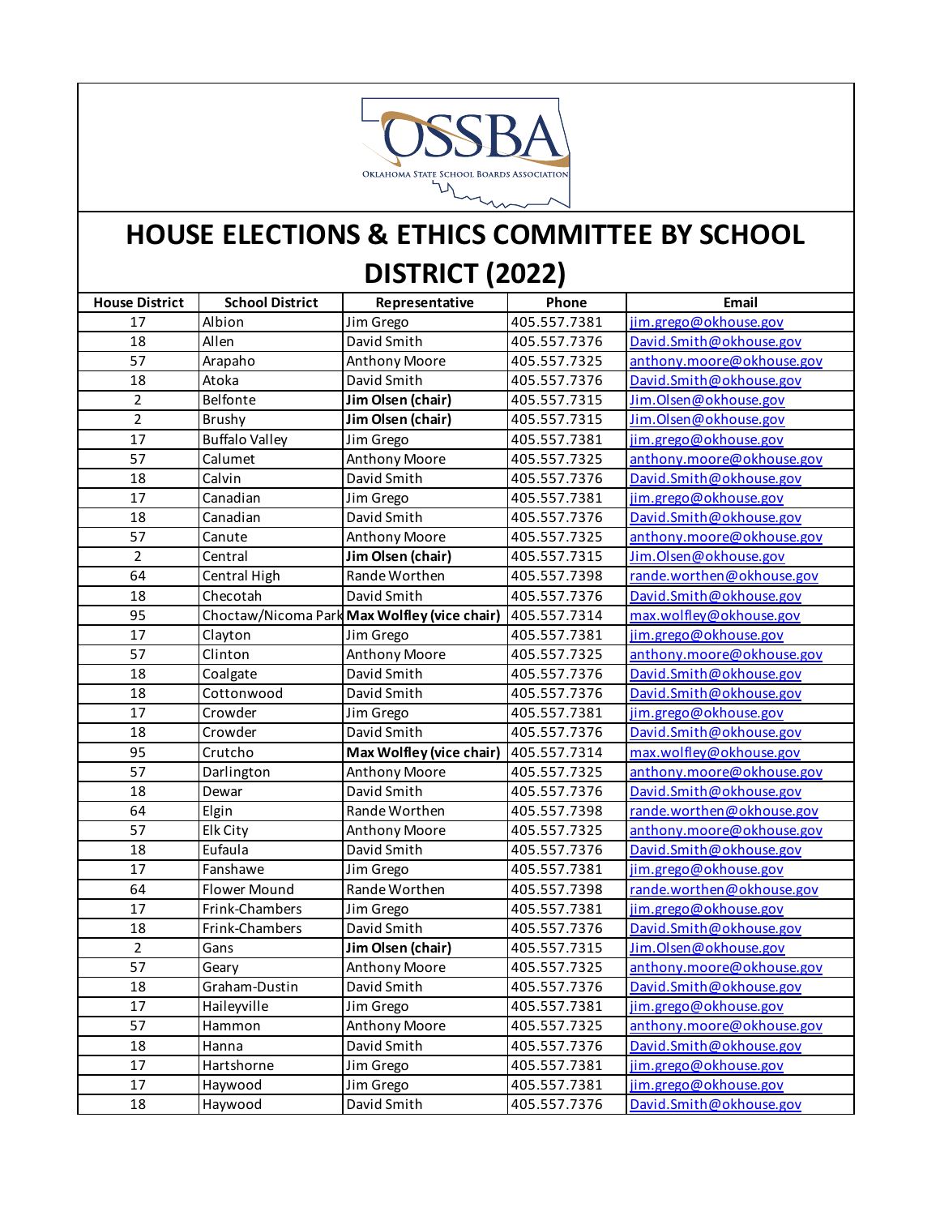OSSBA

OKLAHOMA STATE SCHOOL BOARDS ASSOCIATION

# HOUSE ELECTIONS & ETHICS COMMITTEE BY SCHOOL DISTRICT (2022)

| House District | School District | Representative | Phone | Email |
|---|---|---|---|---|
| 17 | Albion | Jim Grego | 405.557.7381 | jim.grego@okhouse.gov |
| 18 | Allen | David Smith | 405.557.7376 | David.Smith@okhouse.gov |
| 57 | Arapaho | Anthony Moore | 405.557.7325 | anthony.moore@okhouse.gov |
| 18 | Atoka | David Smith | 405.557.7376 | David.Smith@okhouse.gov |
| 2 | Belfonte | **Jim Olsen (chair)** | 405.557.7315 | Jim.Olsen@okhouse.gov |
| 2 | Brushy | **Jim Olsen (chair)** | 405.557.7315 | Jim.Olsen@okhouse.gov |
| 17 | Buffalo Valley | Jim Grego | 405.557.7381 | jim.grego@okhouse.gov |
| 57 | Calumet | Anthony Moore | 405.557.7325 | anthony.moore@okhouse.gov |
| 18 | Calvin | David Smith | 405.557.7376 | David.Smith@okhouse.gov |
| 17 | Canadian | Jim Grego | 405.557.7381 | jim.grego@okhouse.gov |
| 18 | Canadian | David Smith | 405.557.7376 | David.Smith@okhouse.gov |
| 57 | Canute | Anthony Moore | 405.557.7325 | anthony.moore@okhouse.gov |
| 2 | Central | **Jim Olsen (chair)** | 405.557.7315 | Jim.Olsen@okhouse.gov |
| 64 | Central High | Rande Worthen | 405.557.7398 | rande.worthen@okhouse.gov |
| 18 | Checotah | David Smith | 405.557.7376 | David.Smith@okhouse.gov |
| 95 | Choctaw/Nicoma Park | **Max Wolfley (vice chair)** | 405.557.7314 | max.wolfley@okhouse.gov |
| 17 | Clayton | Jim Grego | 405.557.7381 | jim.grego@okhouse.gov |
| 57 | Clinton | Anthony Moore | 405.557.7325 | anthony.moore@okhouse.gov |
| 18 | Coalgate | David Smith | 405.557.7376 | David.Smith@okhouse.gov |
| 18 | Cottonwood | David Smith | 405.557.7376 | David.Smith@okhouse.gov |
| 17 | Crowder | Jim Grego | 405.557.7381 | jim.grego@okhouse.gov |
| 18 | Crowder | David Smith | 405.557.7376 | David.Smith@okhouse.gov |
| 95 | Crutcho | **Max Wolfley (vice chair)** | 405.557.7314 | max.wolfley@okhouse.gov |
| 57 | Darlington | Anthony Moore | 405.557.7325 | anthony.moore@okhouse.gov |
| 18 | Dewar | David Smith | 405.557.7376 | David.Smith@okhouse.gov |
| 64 | Elgin | Rande Worthen | 405.557.7398 | rande.worthen@okhouse.gov |
| 57 | Elk City | Anthony Moore | 405.557.7325 | anthony.moore@okhouse.gov |
| 18 | Eufaula | David Smith | 405.557.7376 | David.Smith@okhouse.gov |
| 17 | Fanshawe | Jim Grego | 405.557.7381 | jim.grego@okhouse.gov |
| 64 | Flower Mound | Rande Worthen | 405.557.7398 | rande.worthen@okhouse.gov |
| 17 | Frink-Chambers | Jim Grego | 405.557.7381 | jim.grego@okhouse.gov |
| 18 | Frink-Chambers | David Smith | 405.557.7376 | David.Smith@okhouse.gov |
| 2 | Gans | **Jim Olsen (chair)** | 405.557.7315 | Jim.Olsen@okhouse.gov |
| 57 | Geary | Anthony Moore | 405.557.7325 | anthony.moore@okhouse.gov |
| 18 | Graham-Dustin | David Smith | 405.557.7376 | David.Smith@okhouse.gov |
| 17 | Haileyville | Jim Grego | 405.557.7381 | jim.grego@okhouse.gov |
| 57 | Hammon | Anthony Moore | 405.557.7325 | anthony.moore@okhouse.gov |
| 18 | Hanna | David Smith | 405.557.7376 | David.Smith@okhouse.gov |
| 17 | Hartshorne | Jim Grego | 405.557.7381 | jim.grego@okhouse.gov |
| 17 | Haywood | Jim Grego | 405.557.7381 | jim.grego@okhouse.gov |
| 18 | Haywood | David Smith | 405.557.7376 | David.Smith@okhouse.gov |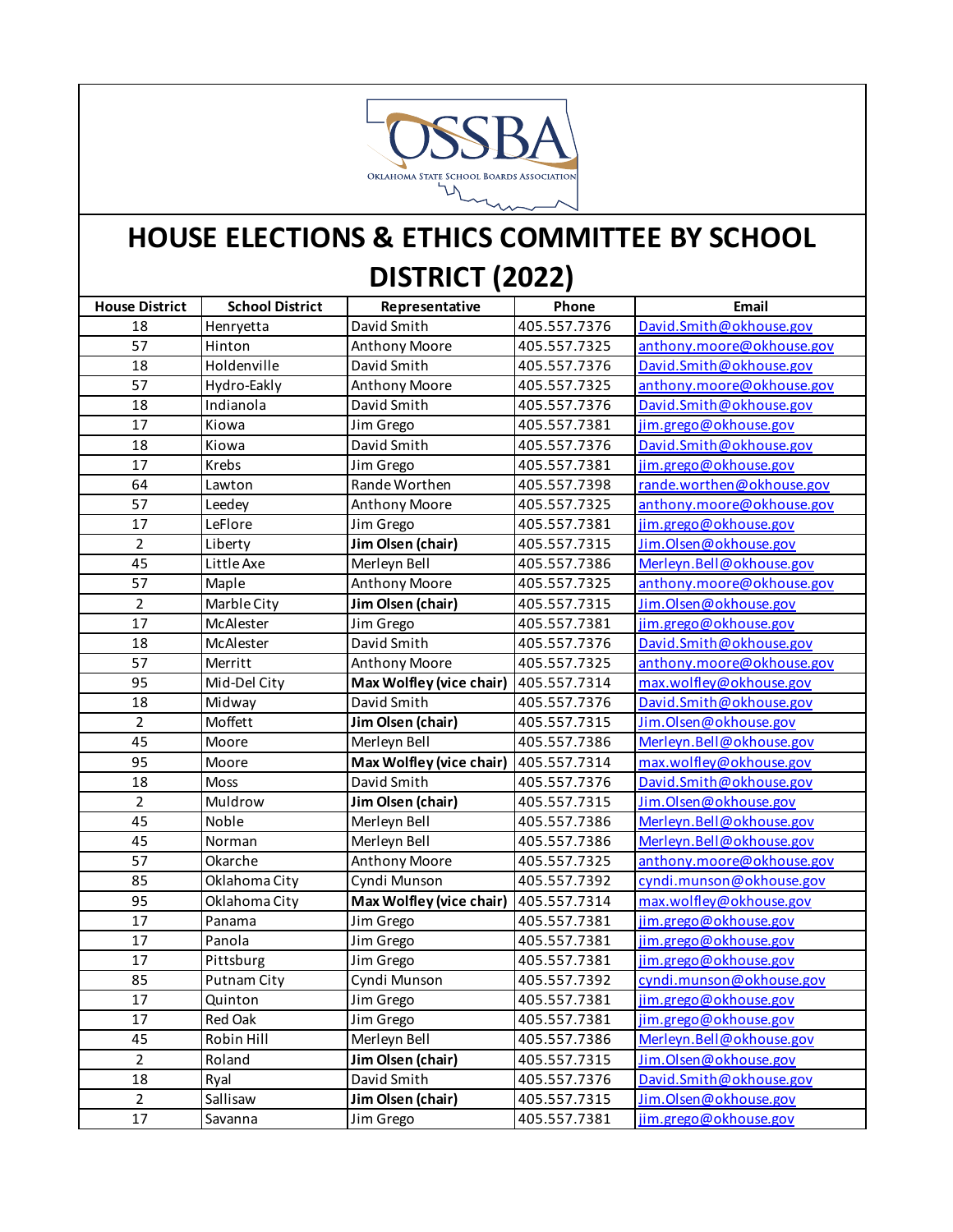OSSBA
OKLAHOMA STATE SCHOOL BOARDS ASSOCIATION

# HOUSE ELECTIONS & ETHICS COMMITTEE BY SCHOOL DISTRICT (2022)

| House District | School District | Representative | Phone | Email |
|---|---|---|---|---|
| 18 | Henryetta | David Smith | 405.557.7376 | David.Smith@okhouse.gov |
| 57 | Hinton | Anthony Moore | 405.557.7325 | anthony.moore@okhouse.gov |
| 18 | Holdenville | David Smith | 405.557.7376 | David.Smith@okhouse.gov |
| 57 | Hydro-Eakly | Anthony Moore | 405.557.7325 | anthony.moore@okhouse.gov |
| 18 | Indianola | David Smith | 405.557.7376 | David.Smith@okhouse.gov |
| 17 | Kiowa | Jim Grego | 405.557.7381 | jim.grego@okhouse.gov |
| 18 | Kiowa | David Smith | 405.557.7376 | David.Smith@okhouse.gov |
| 17 | Krebs | Jim Grego | 405.557.7381 | jim.grego@okhouse.gov |
| 64 | Lawton | Rande Worthen | 405.557.7398 | rande.worthen@okhouse.gov |
| 57 | Leedey | Anthony Moore | 405.557.7325 | anthony.moore@okhouse.gov |
| 17 | LeFlore | Jim Grego | 405.557.7381 | jim.grego@okhouse.gov |
| 2 | Liberty | **Jim Olsen (chair)** | 405.557.7315 | Jim.Olsen@okhouse.gov |
| 45 | Little Axe | Merleyn Bell | 405.557.7386 | Merleyn.Bell@okhouse.gov |
| 57 | Maple | Anthony Moore | 405.557.7325 | anthony.moore@okhouse.gov |
| 2 | Marble City | **Jim Olsen (chair)** | 405.557.7315 | Jim.Olsen@okhouse.gov |
| 17 | McAlester | Jim Grego | 405.557.7381 | jim.grego@okhouse.gov |
| 18 | McAlester | David Smith | 405.557.7376 | David.Smith@okhouse.gov |
| 57 | Merritt | Anthony Moore | 405.557.7325 | anthony.moore@okhouse.gov |
| 95 | Mid-Del City | **Max Wolfley (vice chair)** | 405.557.7314 | max.wolfley@okhouse.gov |
| 18 | Midway | David Smith | 405.557.7376 | David.Smith@okhouse.gov |
| 2 | Moffett | **Jim Olsen (chair)** | 405.557.7315 | Jim.Olsen@okhouse.gov |
| 45 | Moore | Merleyn Bell | 405.557.7386 | Merleyn.Bell@okhouse.gov |
| 95 | Moore | **Max Wolfley (vice chair)** | 405.557.7314 | max.wolfley@okhouse.gov |
| 18 | Moss | David Smith | 405.557.7376 | David.Smith@okhouse.gov |
| 2 | Muldrow | **Jim Olsen (chair)** | 405.557.7315 | Jim.Olsen@okhouse.gov |
| 45 | Noble | Merleyn Bell | 405.557.7386 | Merleyn.Bell@okhouse.gov |
| 45 | Norman | Merleyn Bell | 405.557.7386 | Merleyn.Bell@okhouse.gov |
| 57 | Okarche | Anthony Moore | 405.557.7325 | anthony.moore@okhouse.gov |
| 85 | Oklahoma City | Cyndi Munson | 405.557.7392 | cyndi.munson@okhouse.gov |
| 95 | Oklahoma City | **Max Wolfley (vice chair)** | 405.557.7314 | max.wolfley@okhouse.gov |
| 17 | Panama | Jim Grego | 405.557.7381 | jim.grego@okhouse.gov |
| 17 | Panola | Jim Grego | 405.557.7381 | jim.grego@okhouse.gov |
| 17 | Pittsburg | Jim Grego | 405.557.7381 | jim.grego@okhouse.gov |
| 85 | Putnam City | Cyndi Munson | 405.557.7392 | cyndi.munson@okhouse.gov |
| 17 | Quinton | Jim Grego | 405.557.7381 | jim.grego@okhouse.gov |
| 17 | Red Oak | Jim Grego | 405.557.7381 | jim.grego@okhouse.gov |
| 45 | Robin Hill | Merleyn Bell | 405.557.7386 | Merleyn.Bell@okhouse.gov |
| 2 | Roland | **Jim Olsen (chair)** | 405.557.7315 | Jim.Olsen@okhouse.gov |
| 18 | Ryal | David Smith | 405.557.7376 | David.Smith@okhouse.gov |
| 2 | Sallisaw | **Jim Olsen (chair)** | 405.557.7315 | Jim.Olsen@okhouse.gov |
| 17 | Savanna | Jim Grego | 405.557.7381 | jim.grego@okhouse.gov |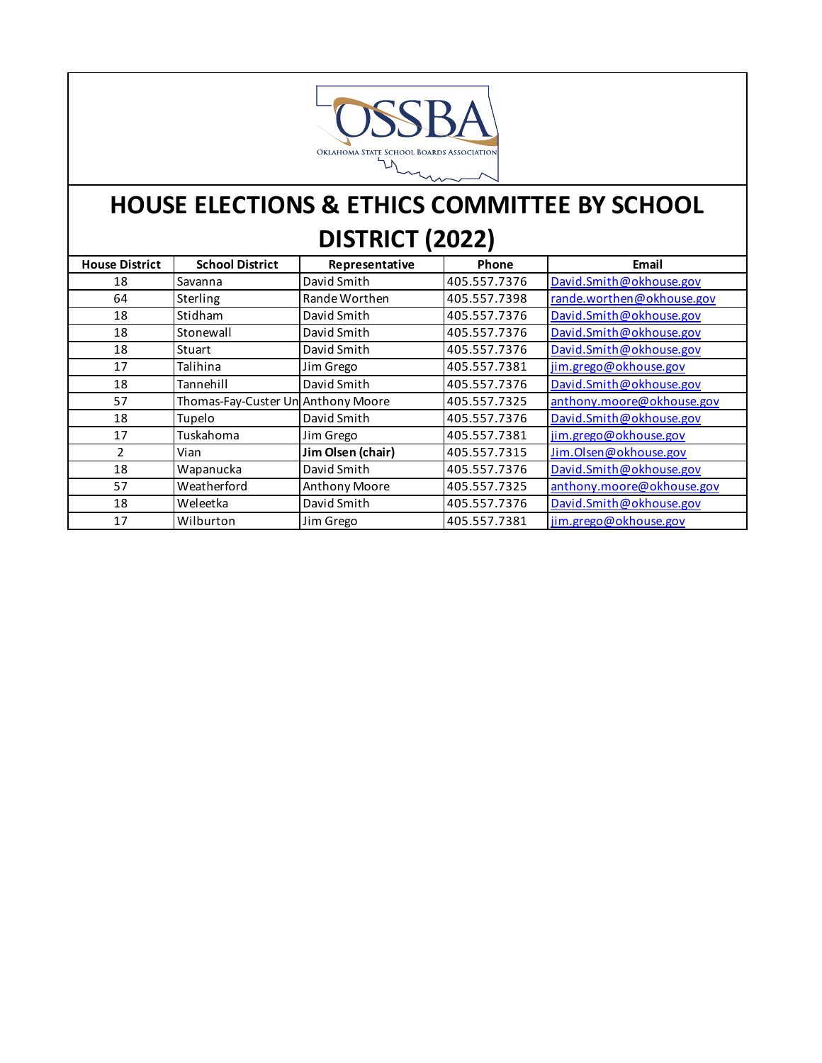OSSBA

OKLAHOMA STATE SCHOOL BOARDS ASSOCIATION

# HOUSE ELECTIONS & ETHICS COMMITTEE BY SCHOOL DISTRICT (2022)

| House District | School District | Representative | Phone | Email |
|---|---|---|---|---|
| 18 | Savanna | David Smith | 405.557.7376 | David.Smith@okhouse.gov |
| 64 | Sterling | Rande Worthen | 405.557.7398 | rande.worthen@okhouse.gov |
| 18 | Stidham | David Smith | 405.557.7376 | David.Smith@okhouse.gov |
| 18 | Stonewall | David Smith | 405.557.7376 | David.Smith@okhouse.gov |
| 18 | Stuart | David Smith | 405.557.7376 | David.Smith@okhouse.gov |
| 17 | Talihina | Jim Grego | 405.557.7381 | jim.grego@okhouse.gov |
| 18 | Tannehill | David Smith | 405.557.7376 | David.Smith@okhouse.gov |
| 57 | Thomas-Fay-Custer Un | Anthony Moore | 405.557.7325 | anthony.moore@okhouse.gov |
| 18 | Tupelo | David Smith | 405.557.7376 | David.Smith@okhouse.gov |
| 17 | Tuskahoma | Jim Grego | 405.557.7381 | jim.grego@okhouse.gov |
| 2 | Vian | **Jim Olsen (chair)** | 405.557.7315 | Jim.Olsen@okhouse.gov |
| 18 | Wapanucka | David Smith | 405.557.7376 | David.Smith@okhouse.gov |
| 57 | Weatherford | Anthony Moore | 405.557.7325 | anthony.moore@okhouse.gov |
| 18 | Weleetka | David Smith | 405.557.7376 | David.Smith@okhouse.gov |
| 17 | Wilburton | Jim Grego | 405.557.7381 | jim.grego@okhouse.gov |